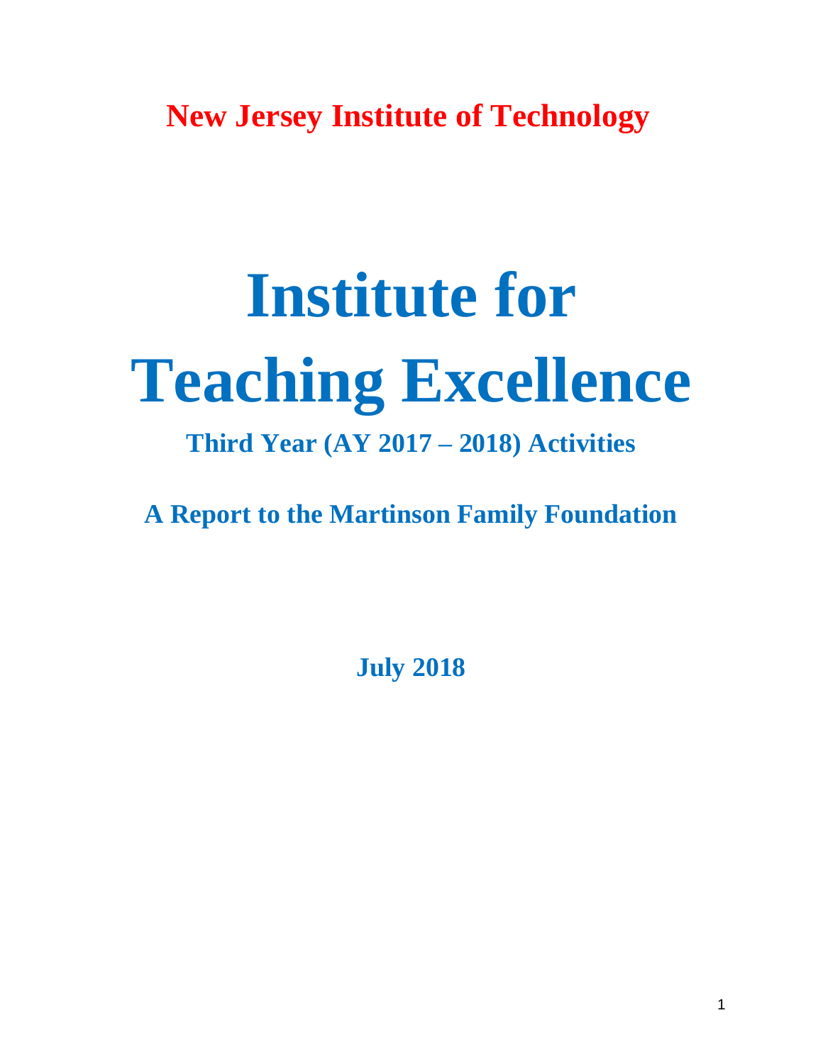**New Jersey Institute of Technology**

# Institute for Teaching Excellence

## Third Year (AY 2017 – 2018) Activities

## A Report to the Martinson Family Foundation

**July 2018**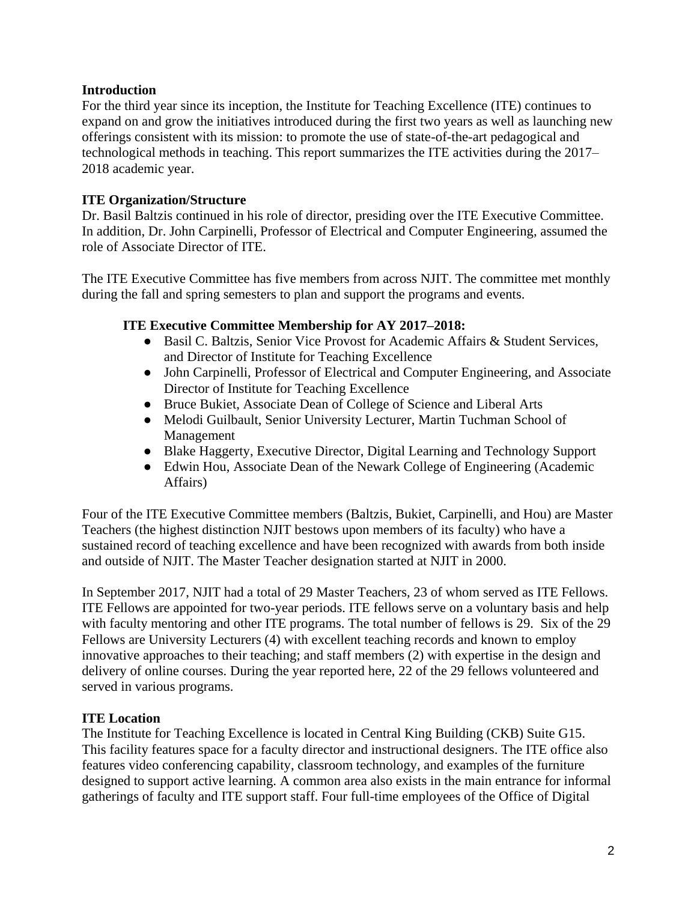**Introduction**

For the third year since its inception, the Institute for Teaching Excellence (ITE) continues to expand on and grow the initiatives introduced during the first two years as well as launching new offerings consistent with its mission: to promote the use of state-of-the-art pedagogical and technological methods in teaching. This report summarizes the ITE activities during the 2017–2018 academic year.

**ITE Organization/Structure**

Dr. Basil Baltzis continued in his role of director, presiding over the ITE Executive Committee. In addition, Dr. John Carpinelli, Professor of Electrical and Computer Engineering, assumed the role of Associate Director of ITE.

The ITE Executive Committee has five members from across NJIT. The committee met monthly during the fall and spring semesters to plan and support the programs and events.

**ITE Executive Committee Membership for AY 2017–2018:**

- Basil C. Baltzis, Senior Vice Provost for Academic Affairs & Student Services, and Director of Institute for Teaching Excellence
- John Carpinelli, Professor of Electrical and Computer Engineering, and Associate Director of Institute for Teaching Excellence
- Bruce Bukiet, Associate Dean of College of Science and Liberal Arts
- Melodi Guilbault, Senior University Lecturer, Martin Tuchman School of Management
- Blake Haggerty, Executive Director, Digital Learning and Technology Support
- Edwin Hou, Associate Dean of the Newark College of Engineering (Academic Affairs)

Four of the ITE Executive Committee members (Baltzis, Bukiet, Carpinelli, and Hou) are Master Teachers (the highest distinction NJIT bestows upon members of its faculty) who have a sustained record of teaching excellence and have been recognized with awards from both inside and outside of NJIT. The Master Teacher designation started at NJIT in 2000.

In September 2017, NJIT had a total of 29 Master Teachers, 23 of whom served as ITE Fellows. ITE Fellows are appointed for two-year periods. ITE fellows serve on a voluntary basis and help with faculty mentoring and other ITE programs. The total number of fellows is 29. Six of the 29 Fellows are University Lecturers (4) with excellent teaching records and known to employ innovative approaches to their teaching; and staff members (2) with expertise in the design and delivery of online courses. During the year reported here, 22 of the 29 fellows volunteered and served in various programs.

**ITE Location**

The Institute for Teaching Excellence is located in Central King Building (CKB) Suite G15. This facility features space for a faculty director and instructional designers. The ITE office also features video conferencing capability, classroom technology, and examples of the furniture designed to support active learning. A common area also exists in the main entrance for informal gatherings of faculty and ITE support staff. Four full-time employees of the Office of Digital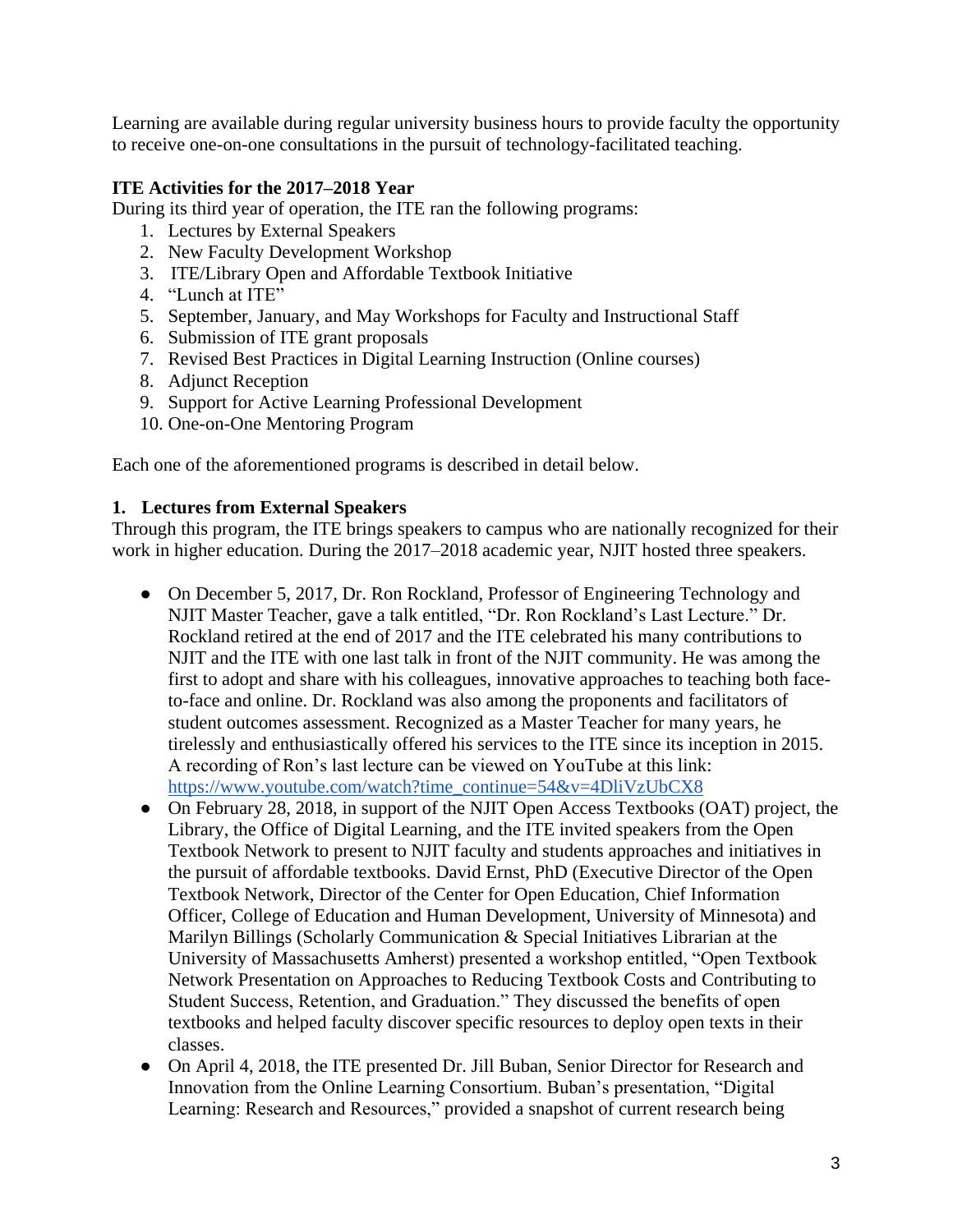Learning are available during regular university business hours to provide faculty the opportunity to receive one-on-one consultations in the pursuit of technology-facilitated teaching.

**ITE Activities for the 2017–2018 Year**

During its third year of operation, the ITE ran the following programs:

1. Lectures by External Speakers
2. New Faculty Development Workshop
3. ITE/Library Open and Affordable Textbook Initiative
4. "Lunch at ITE"
5. September, January, and May Workshops for Faculty and Instructional Staff
6. Submission of ITE grant proposals
7. Revised Best Practices in Digital Learning Instruction (Online courses)
8. Adjunct Reception
9. Support for Active Learning Professional Development
10. One-on-One Mentoring Program

Each one of the aforementioned programs is described in detail below.

**1. Lectures from External Speakers**

Through this program, the ITE brings speakers to campus who are nationally recognized for their work in higher education. During the 2017–2018 academic year, NJIT hosted three speakers.

- On December 5, 2017, Dr. Ron Rockland, Professor of Engineering Technology and NJIT Master Teacher, gave a talk entitled, "Dr. Ron Rockland's Last Lecture." Dr. Rockland retired at the end of 2017 and the ITE celebrated his many contributions to NJIT and the ITE with one last talk in front of the NJIT community. He was among the first to adopt and share with his colleagues, innovative approaches to teaching both face-to-face and online. Dr. Rockland was also among the proponents and facilitators of student outcomes assessment. Recognized as a Master Teacher for many years, he tirelessly and enthusiastically offered his services to the ITE since its inception in 2015. A recording of Ron's last lecture can be viewed on YouTube at this link: https://www.youtube.com/watch?time_continue=54&v=4DliVzUbCX8
- On February 28, 2018, in support of the NJIT Open Access Textbooks (OAT) project, the Library, the Office of Digital Learning, and the ITE invited speakers from the Open Textbook Network to present to NJIT faculty and students approaches and initiatives in the pursuit of affordable textbooks. David Ernst, PhD (Executive Director of the Open Textbook Network, Director of the Center for Open Education, Chief Information Officer, College of Education and Human Development, University of Minnesota) and Marilyn Billings (Scholarly Communication & Special Initiatives Librarian at the University of Massachusetts Amherst) presented a workshop entitled, "Open Textbook Network Presentation on Approaches to Reducing Textbook Costs and Contributing to Student Success, Retention, and Graduation." They discussed the benefits of open textbooks and helped faculty discover specific resources to deploy open texts in their classes.
- On April 4, 2018, the ITE presented Dr. Jill Buban, Senior Director for Research and Innovation from the Online Learning Consortium. Buban's presentation, "Digital Learning: Research and Resources," provided a snapshot of current research being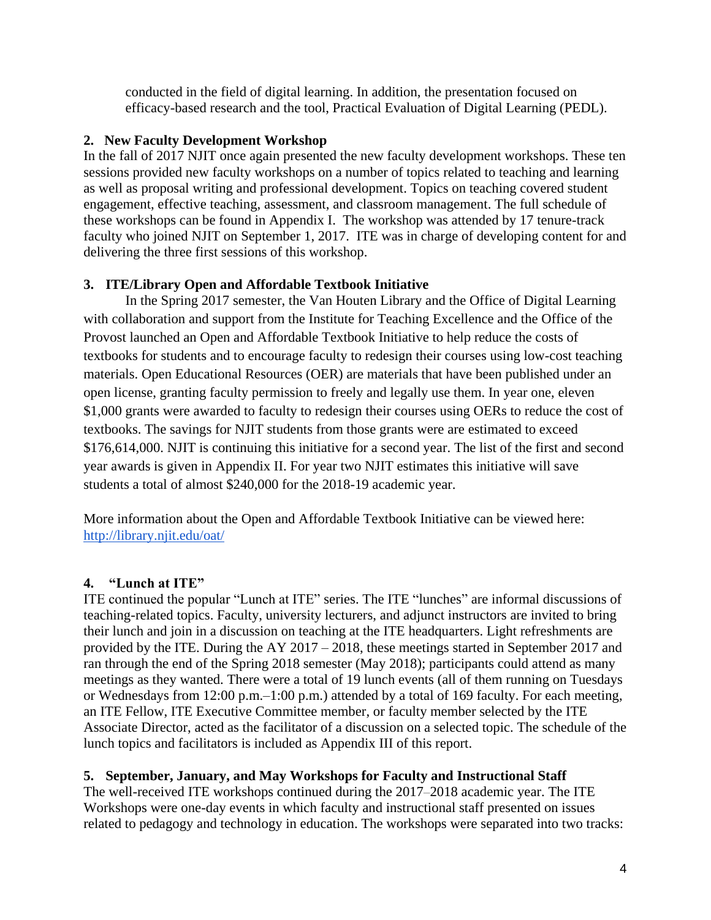conducted in the field of digital learning. In addition, the presentation focused on efficacy-based research and the tool, Practical Evaluation of Digital Learning (PEDL).

**2. New Faculty Development Workshop**

In the fall of 2017 NJIT once again presented the new faculty development workshops. These ten sessions provided new faculty workshops on a number of topics related to teaching and learning as well as proposal writing and professional development. Topics on teaching covered student engagement, effective teaching, assessment, and classroom management. The full schedule of these workshops can be found in Appendix I. The workshop was attended by 17 tenure-track faculty who joined NJIT on September 1, 2017. ITE was in charge of developing content for and delivering the three first sessions of this workshop.

**3. ITE/Library Open and Affordable Textbook Initiative**

In the Spring 2017 semester, the Van Houten Library and the Office of Digital Learning with collaboration and support from the Institute for Teaching Excellence and the Office of the Provost launched an Open and Affordable Textbook Initiative to help reduce the costs of textbooks for students and to encourage faculty to redesign their courses using low-cost teaching materials. Open Educational Resources (OER) are materials that have been published under an open license, granting faculty permission to freely and legally use them. In year one, eleven $1,000 grants were awarded to faculty to redesign their courses using OERs to reduce the cost of textbooks. The savings for NJIT students from those grants were are estimated to exceed $176,614,000. NJIT is continuing this initiative for a second year. The list of the first and second year awards is given in Appendix II. For year two NJIT estimates this initiative will save students a total of almost $240,000 for the 2018-19 academic year.

More information about the Open and Affordable Textbook Initiative can be viewed here: [http://library.njit.edu/oat/](http://library.njit.edu/oat/)

**4. "Lunch at ITE"**

ITE continued the popular "Lunch at ITE" series. The ITE "lunches" are informal discussions of teaching-related topics. Faculty, university lecturers, and adjunct instructors are invited to bring their lunch and join in a discussion on teaching at the ITE headquarters. Light refreshments are provided by the ITE. During the AY 2017 – 2018, these meetings started in September 2017 and ran through the end of the Spring 2018 semester (May 2018); participants could attend as many meetings as they wanted. There were a total of 19 lunch events (all of them running on Tuesdays or Wednesdays from 12:00 p.m.–1:00 p.m.) attended by a total of 169 faculty. For each meeting, an ITE Fellow, ITE Executive Committee member, or faculty member selected by the ITE Associate Director, acted as the facilitator of a discussion on a selected topic. The schedule of the lunch topics and facilitators is included as Appendix III of this report.

**5. September, January, and May Workshops for Faculty and Instructional Staff**

The well-received ITE workshops continued during the 2017–2018 academic year. The ITE Workshops were one-day events in which faculty and instructional staff presented on issues related to pedagogy and technology in education. The workshops were separated into two tracks: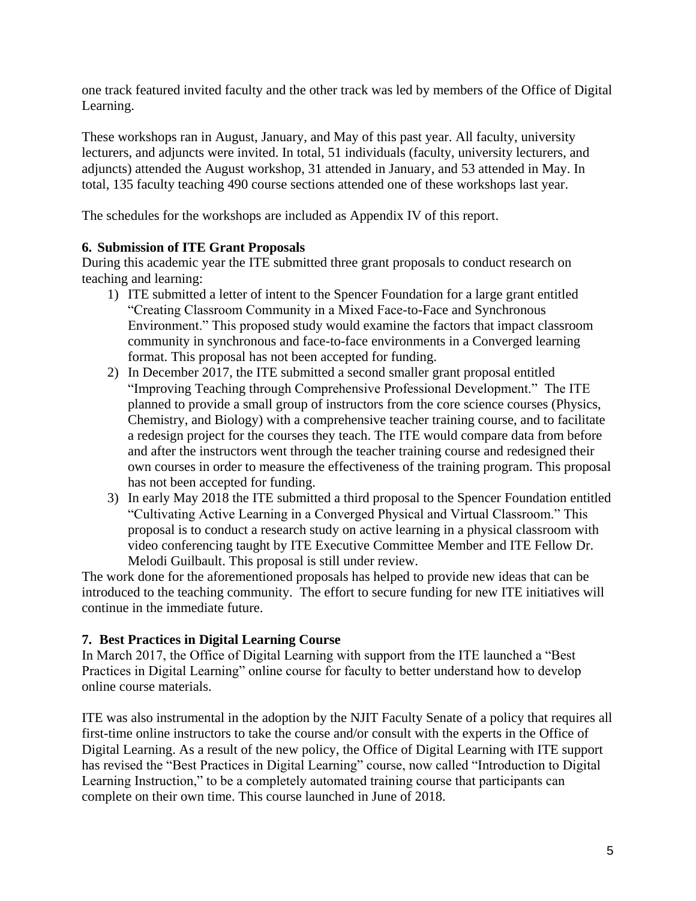one track featured invited faculty and the other track was led by members of the Office of Digital Learning.

These workshops ran in August, January, and May of this past year. All faculty, university lecturers, and adjuncts were invited. In total, 51 individuals (faculty, university lecturers, and adjuncts) attended the August workshop, 31 attended in January, and 53 attended in May. In total, 135 faculty teaching 490 course sections attended one of these workshops last year.

The schedules for the workshops are included as Appendix IV of this report.

**6. Submission of ITE Grant Proposals**

During this academic year the ITE submitted three grant proposals to conduct research on teaching and learning:

1) ITE submitted a letter of intent to the Spencer Foundation for a large grant entitled "Creating Classroom Community in a Mixed Face-to-Face and Synchronous Environment." This proposed study would examine the factors that impact classroom community in synchronous and face-to-face environments in a Converged learning format. This proposal has not been accepted for funding.
2) In December 2017, the ITE submitted a second smaller grant proposal entitled "Improving Teaching through Comprehensive Professional Development." The ITE planned to provide a small group of instructors from the core science courses (Physics, Chemistry, and Biology) with a comprehensive teacher training course, and to facilitate a redesign project for the courses they teach. The ITE would compare data from before and after the instructors went through the teacher training course and redesigned their own courses in order to measure the effectiveness of the training program. This proposal has not been accepted for funding.
3) In early May 2018 the ITE submitted a third proposal to the Spencer Foundation entitled "Cultivating Active Learning in a Converged Physical and Virtual Classroom." This proposal is to conduct a research study on active learning in a physical classroom with video conferencing taught by ITE Executive Committee Member and ITE Fellow Dr. Melodi Guilbault. This proposal is still under review.

The work done for the aforementioned proposals has helped to provide new ideas that can be introduced to the teaching community. The effort to secure funding for new ITE initiatives will continue in the immediate future.

**7. Best Practices in Digital Learning Course**

In March 2017, the Office of Digital Learning with support from the ITE launched a "Best Practices in Digital Learning" online course for faculty to better understand how to develop online course materials.

ITE was also instrumental in the adoption by the NJIT Faculty Senate of a policy that requires all first-time online instructors to take the course and/or consult with the experts in the Office of Digital Learning. As a result of the new policy, the Office of Digital Learning with ITE support has revised the "Best Practices in Digital Learning" course, now called "Introduction to Digital Learning Instruction," to be a completely automated training course that participants can complete on their own time. This course launched in June of 2018.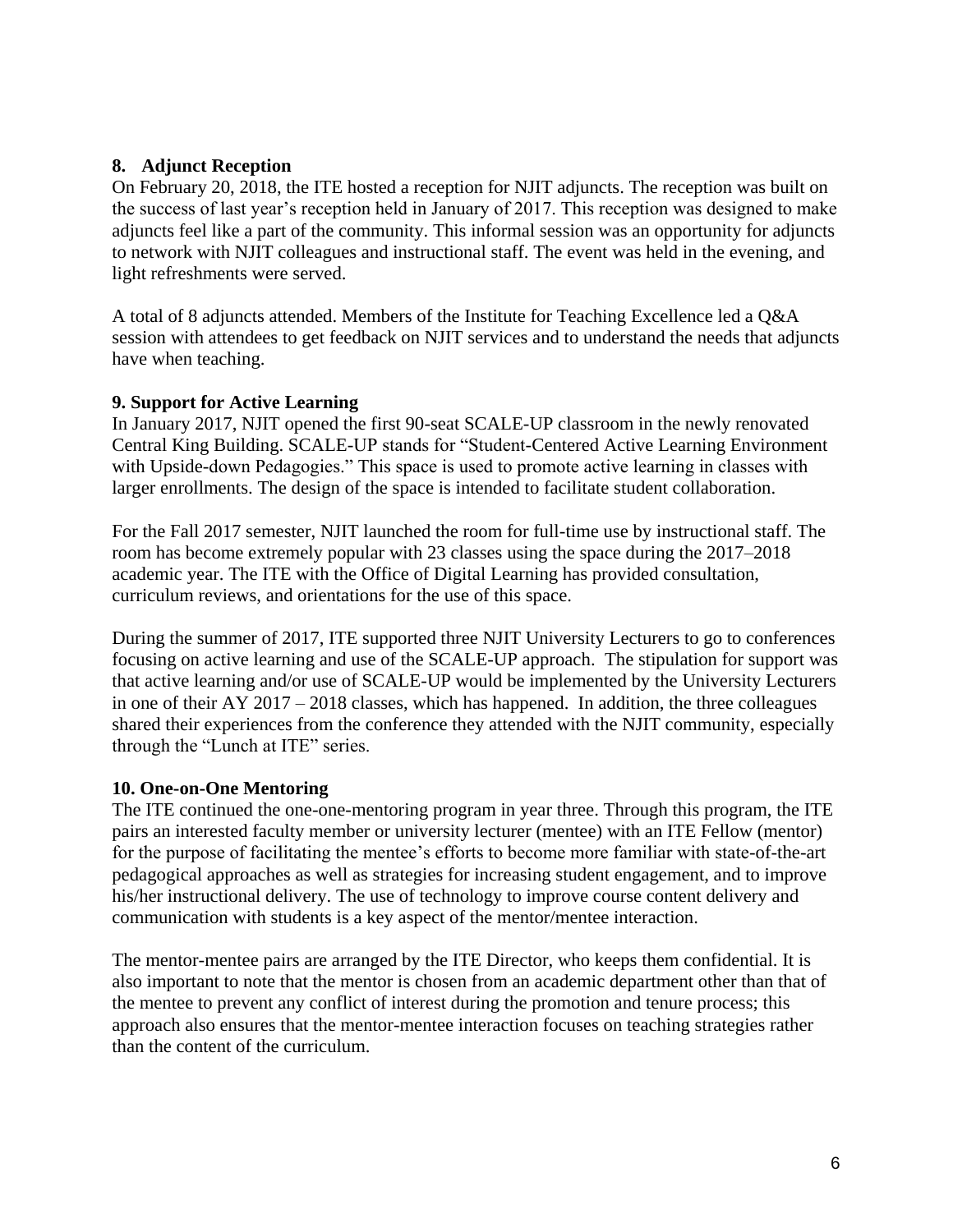### 8. Adjunct Reception

On February 20, 2018, the ITE hosted a reception for NJIT adjuncts. The reception was built on the success of last year's reception held in January of 2017. This reception was designed to make adjuncts feel like a part of the community. This informal session was an opportunity for adjuncts to network with NJIT colleagues and instructional staff. The event was held in the evening, and light refreshments were served.

A total of 8 adjuncts attended. Members of the Institute for Teaching Excellence led a Q&A session with attendees to get feedback on NJIT services and to understand the needs that adjuncts have when teaching.

### 9. Support for Active Learning

In January 2017, NJIT opened the first 90-seat SCALE-UP classroom in the newly renovated Central King Building. SCALE-UP stands for "Student-Centered Active Learning Environment with Upside-down Pedagogies." This space is used to promote active learning in classes with larger enrollments. The design of the space is intended to facilitate student collaboration.

For the Fall 2017 semester, NJIT launched the room for full-time use by instructional staff. The room has become extremely popular with 23 classes using the space during the 2017–2018 academic year. The ITE with the Office of Digital Learning has provided consultation, curriculum reviews, and orientations for the use of this space.

During the summer of 2017, ITE supported three NJIT University Lecturers to go to conferences focusing on active learning and use of the SCALE-UP approach. The stipulation for support was that active learning and/or use of SCALE-UP would be implemented by the University Lecturers in one of their AY 2017 – 2018 classes, which has happened. In addition, the three colleagues shared their experiences from the conference they attended with the NJIT community, especially through the "Lunch at ITE" series.

### 10. One-on-One Mentoring

The ITE continued the one-one-mentoring program in year three. Through this program, the ITE pairs an interested faculty member or university lecturer (mentee) with an ITE Fellow (mentor) for the purpose of facilitating the mentee's efforts to become more familiar with state-of-the-art pedagogical approaches as well as strategies for increasing student engagement, and to improve his/her instructional delivery. The use of technology to improve course content delivery and communication with students is a key aspect of the mentor/mentee interaction.

The mentor-mentee pairs are arranged by the ITE Director, who keeps them confidential. It is also important to note that the mentor is chosen from an academic department other than that of the mentee to prevent any conflict of interest during the promotion and tenure process; this approach also ensures that the mentor-mentee interaction focuses on teaching strategies rather than the content of the curriculum.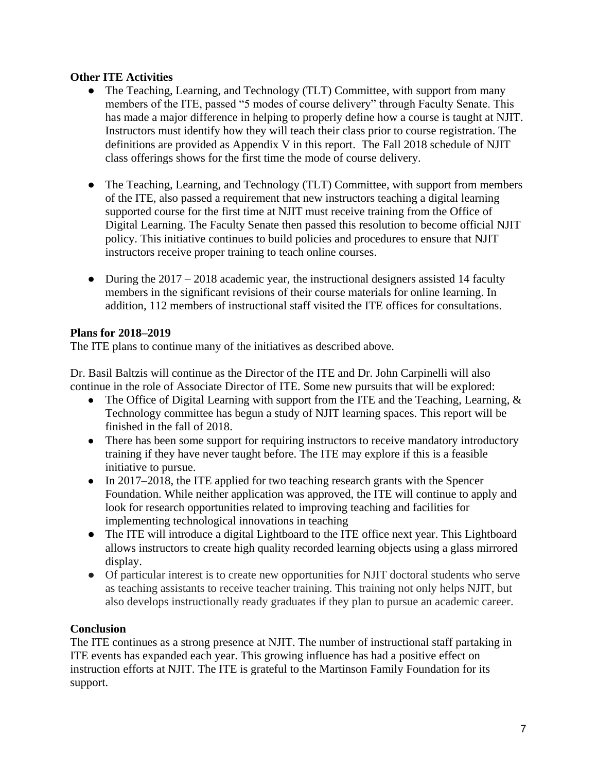**Other ITE Activities**

- The Teaching, Learning, and Technology (TLT) Committee, with support from many members of the ITE, passed "5 modes of course delivery" through Faculty Senate. This has made a major difference in helping to properly define how a course is taught at NJIT. Instructors must identify how they will teach their class prior to course registration. The definitions are provided as Appendix V in this report. The Fall 2018 schedule of NJIT class offerings shows for the first time the mode of course delivery.

- The Teaching, Learning, and Technology (TLT) Committee, with support from members of the ITE, also passed a requirement that new instructors teaching a digital learning supported course for the first time at NJIT must receive training from the Office of Digital Learning. The Faculty Senate then passed this resolution to become official NJIT policy. This initiative continues to build policies and procedures to ensure that NJIT instructors receive proper training to teach online courses.

- During the 2017 – 2018 academic year, the instructional designers assisted 14 faculty members in the significant revisions of their course materials for online learning. In addition, 112 members of instructional staff visited the ITE offices for consultations.

**Plans for 2018–2019**

The ITE plans to continue many of the initiatives as described above.

Dr. Basil Baltzis will continue as the Director of the ITE and Dr. John Carpinelli will also continue in the role of Associate Director of ITE. Some new pursuits that will be explored:

- The Office of Digital Learning with support from the ITE and the Teaching, Learning, & Technology committee has begun a study of NJIT learning spaces. This report will be finished in the fall of 2018.
- There has been some support for requiring instructors to receive mandatory introductory training if they have never taught before. The ITE may explore if this is a feasible initiative to pursue.
- In 2017–2018, the ITE applied for two teaching research grants with the Spencer Foundation. While neither application was approved, the ITE will continue to apply and look for research opportunities related to improving teaching and facilities for implementing technological innovations in teaching
- The ITE will introduce a digital Lightboard to the ITE office next year. This Lightboard allows instructors to create high quality recorded learning objects using a glass mirrored display.
- Of particular interest is to create new opportunities for NJIT doctoral students who serve as teaching assistants to receive teacher training. This training not only helps NJIT, but also develops instructionally ready graduates if they plan to pursue an academic career.

**Conclusion**

The ITE continues as a strong presence at NJIT. The number of instructional staff partaking in ITE events has expanded each year. This growing influence has had a positive effect on instruction efforts at NJIT. The ITE is grateful to the Martinson Family Foundation for its support.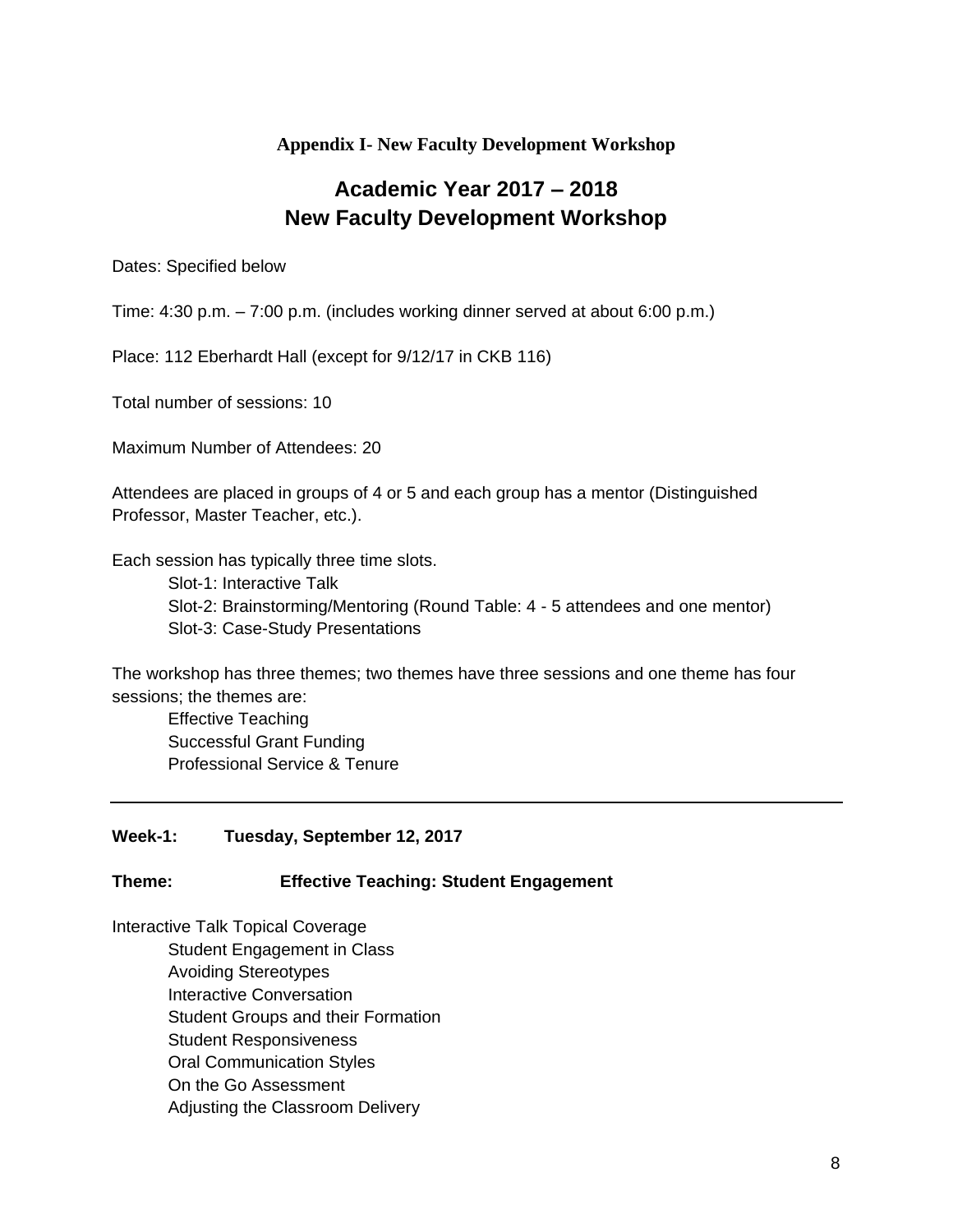**Appendix I- New Faculty Development Workshop**

# Academic Year 2017 – 2018
# New Faculty Development Workshop

Dates: Specified below

Time: 4:30 p.m. – 7:00 p.m. (includes working dinner served at about 6:00 p.m.)

Place: 112 Eberhardt Hall (except for 9/12/17 in CKB 116)

Total number of sessions: 10

Maximum Number of Attendees: 20

Attendees are placed in groups of 4 or 5 and each group has a mentor (Distinguished Professor, Master Teacher, etc.).

Each session has typically three time slots.

- Slot-1: Interactive Talk
- Slot-2: Brainstorming/Mentoring (Round Table: 4 - 5 attendees and one mentor)
- Slot-3: Case-Study Presentations

The workshop has three themes; two themes have three sessions and one theme has four sessions; the themes are:

- Effective Teaching
- Successful Grant Funding
- Professional Service & Tenure

---

**Week-1: Tuesday, September 12, 2017**

**Theme: Effective Teaching: Student Engagement**

Interactive Talk Topical Coverage

- Student Engagement in Class
- Avoiding Stereotypes
- Interactive Conversation
- Student Groups and their Formation
- Student Responsiveness
- Oral Communication Styles
- On the Go Assessment
- Adjusting the Classroom Delivery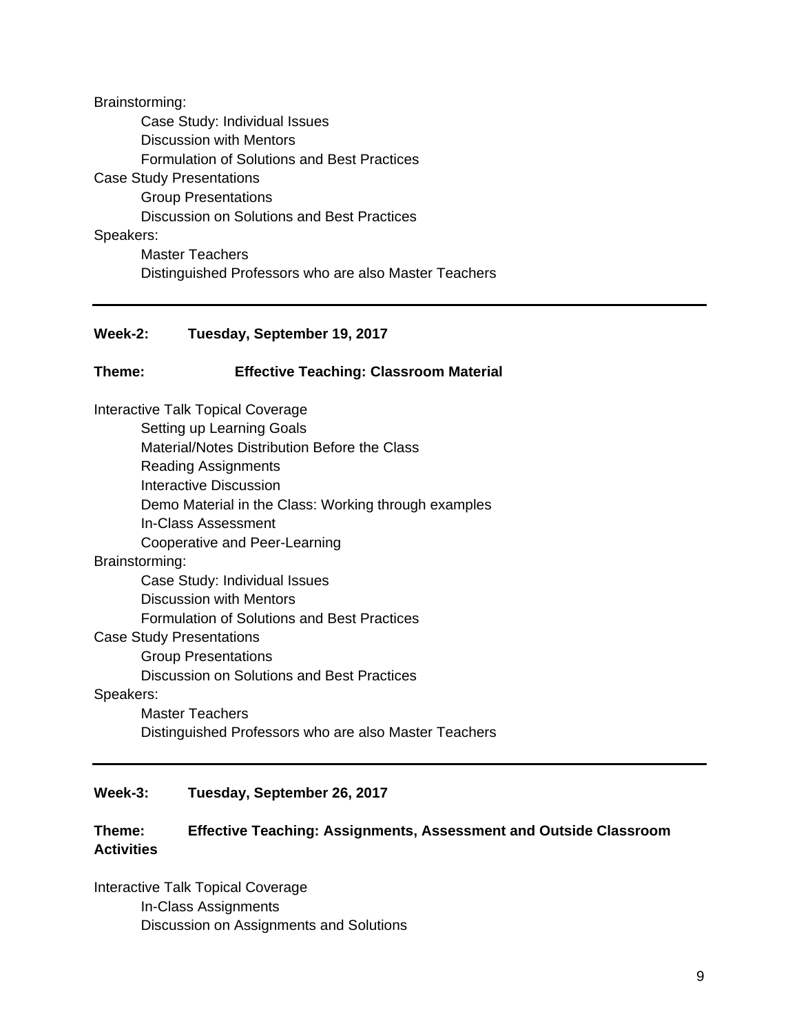Brainstorming:

- Case Study: Individual Issues
- Discussion with Mentors
- Formulation of Solutions and Best Practices

Case Study Presentations

- Group Presentations
- Discussion on Solutions and Best Practices

Speakers:

- Master Teachers
- Distinguished Professors who are also Master Teachers

---

**Week-2: Tuesday, September 19, 2017**

**Theme: Effective Teaching: Classroom Material**

Interactive Talk Topical Coverage

- Setting up Learning Goals
- Material/Notes Distribution Before the Class
- Reading Assignments
- Interactive Discussion
- Demo Material in the Class: Working through examples
- In-Class Assessment
- Cooperative and Peer-Learning

Brainstorming:

- Case Study: Individual Issues
- Discussion with Mentors
- Formulation of Solutions and Best Practices

Case Study Presentations

- Group Presentations
- Discussion on Solutions and Best Practices

Speakers:

- Master Teachers
- Distinguished Professors who are also Master Teachers

---

**Week-3: Tuesday, September 26, 2017**

**Theme: Effective Teaching: Assignments, Assessment and Outside Classroom Activities**

Interactive Talk Topical Coverage

- In-Class Assignments
- Discussion on Assignments and Solutions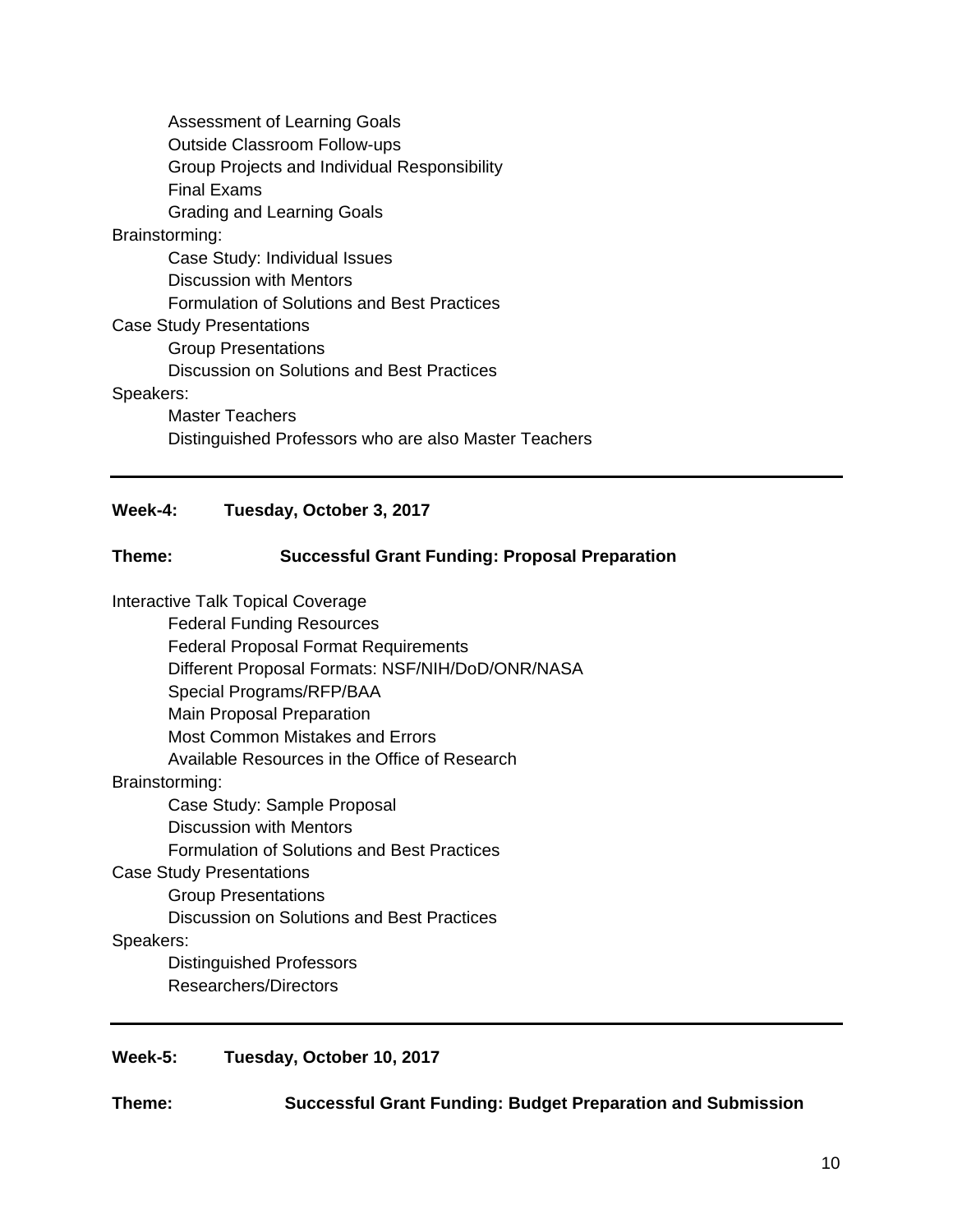- Assessment of Learning Goals
- Outside Classroom Follow-ups
- Group Projects and Individual Responsibility
- Final Exams
- Grading and Learning Goals

Brainstorming:

- Case Study: Individual Issues
- Discussion with Mentors
- Formulation of Solutions and Best Practices

Case Study Presentations

- Group Presentations
- Discussion on Solutions and Best Practices

Speakers:

- Master Teachers
- Distinguished Professors who are also Master Teachers

---

**Week-4: Tuesday, October 3, 2017**

**Theme: Successful Grant Funding: Proposal Preparation**

Interactive Talk Topical Coverage

- Federal Funding Resources
- Federal Proposal Format Requirements
- Different Proposal Formats: NSF/NIH/DoD/ONR/NASA
- Special Programs/RFP/BAA
- Main Proposal Preparation
- Most Common Mistakes and Errors
- Available Resources in the Office of Research

Brainstorming:

- Case Study: Sample Proposal
- Discussion with Mentors
- Formulation of Solutions and Best Practices

Case Study Presentations

- Group Presentations
- Discussion on Solutions and Best Practices

Speakers:

- Distinguished Professors
- Researchers/Directors

---

**Week-5: Tuesday, October 10, 2017**

**Theme: Successful Grant Funding: Budget Preparation and Submission**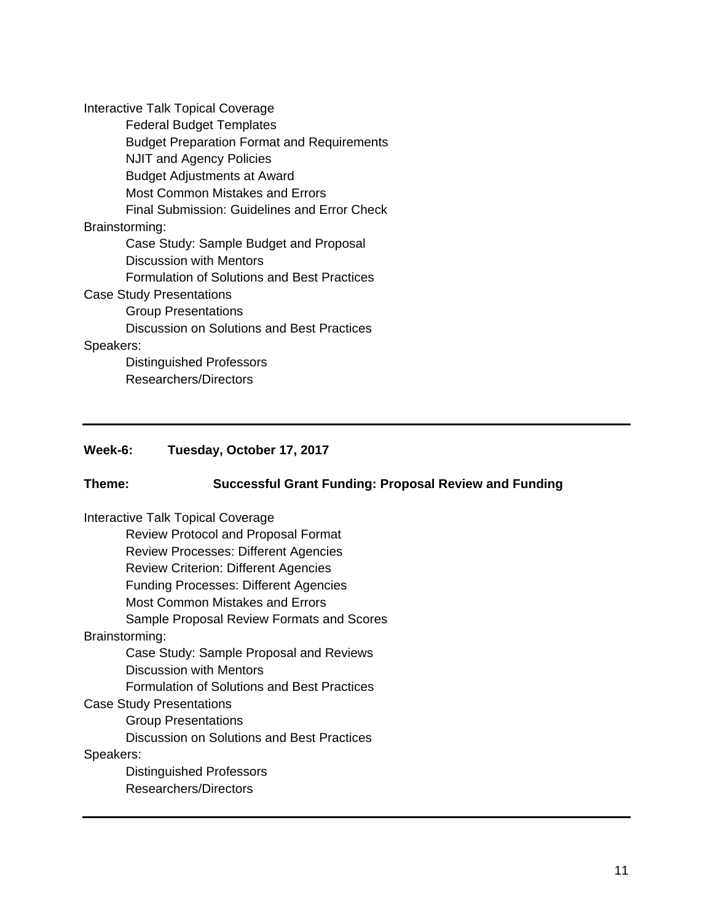Interactive Talk Topical Coverage

- Federal Budget Templates
- Budget Preparation Format and Requirements
- NJIT and Agency Policies
- Budget Adjustments at Award
- Most Common Mistakes and Errors
- Final Submission: Guidelines and Error Check

Brainstorming:

- Case Study: Sample Budget and Proposal
- Discussion with Mentors
- Formulation of Solutions and Best Practices

Case Study Presentations

- Group Presentations
- Discussion on Solutions and Best Practices

Speakers:

- Distinguished Professors
- Researchers/Directors

---

**Week-6: Tuesday, October 17, 2017**

**Theme: Successful Grant Funding: Proposal Review and Funding**

Interactive Talk Topical Coverage

- Review Protocol and Proposal Format
- Review Processes: Different Agencies
- Review Criterion: Different Agencies
- Funding Processes: Different Agencies
- Most Common Mistakes and Errors
- Sample Proposal Review Formats and Scores

Brainstorming:

- Case Study: Sample Proposal and Reviews
- Discussion with Mentors
- Formulation of Solutions and Best Practices

Case Study Presentations

- Group Presentations
- Discussion on Solutions and Best Practices

Speakers:

- Distinguished Professors
- Researchers/Directors

---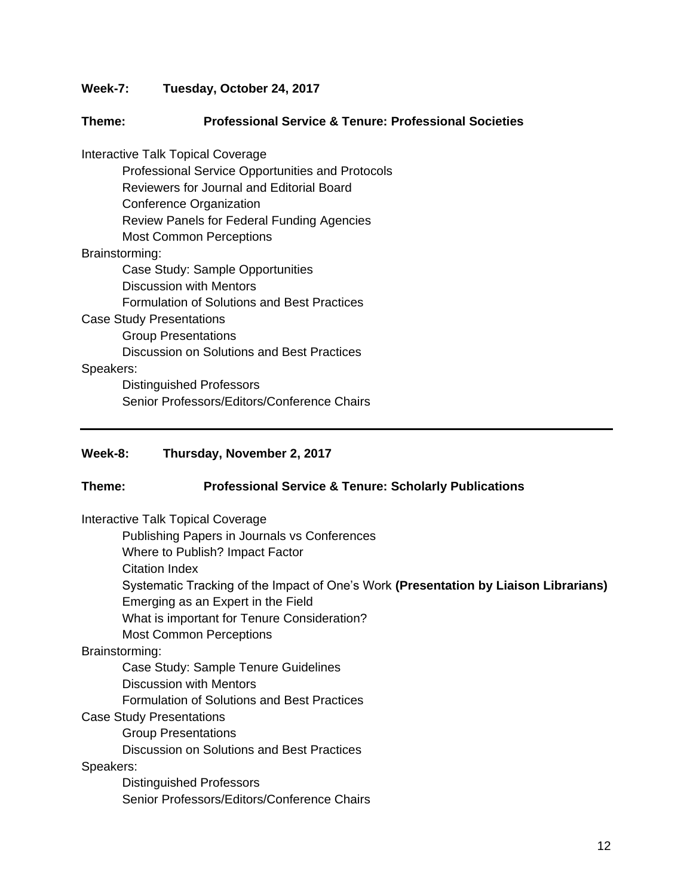**Week-7: Tuesday, October 24, 2017**

**Theme: Professional Service & Tenure: Professional Societies**

Interactive Talk Topical Coverage

- Professional Service Opportunities and Protocols
- Reviewers for Journal and Editorial Board
- Conference Organization
- Review Panels for Federal Funding Agencies
- Most Common Perceptions

Brainstorming:

- Case Study: Sample Opportunities
- Discussion with Mentors
- Formulation of Solutions and Best Practices

Case Study Presentations

- Group Presentations
- Discussion on Solutions and Best Practices

Speakers:

- Distinguished Professors
- Senior Professors/Editors/Conference Chairs

---

**Week-8: Thursday, November 2, 2017**

**Theme: Professional Service & Tenure: Scholarly Publications**

Interactive Talk Topical Coverage

- Publishing Papers in Journals vs Conferences
- Where to Publish? Impact Factor
- Citation Index
- Systematic Tracking of the Impact of One's Work **(Presentation by Liaison Librarians)**
- Emerging as an Expert in the Field
- What is important for Tenure Consideration?
- Most Common Perceptions

Brainstorming:

- Case Study: Sample Tenure Guidelines
- Discussion with Mentors
- Formulation of Solutions and Best Practices

Case Study Presentations

- Group Presentations
- Discussion on Solutions and Best Practices

Speakers:

- Distinguished Professors
- Senior Professors/Editors/Conference Chairs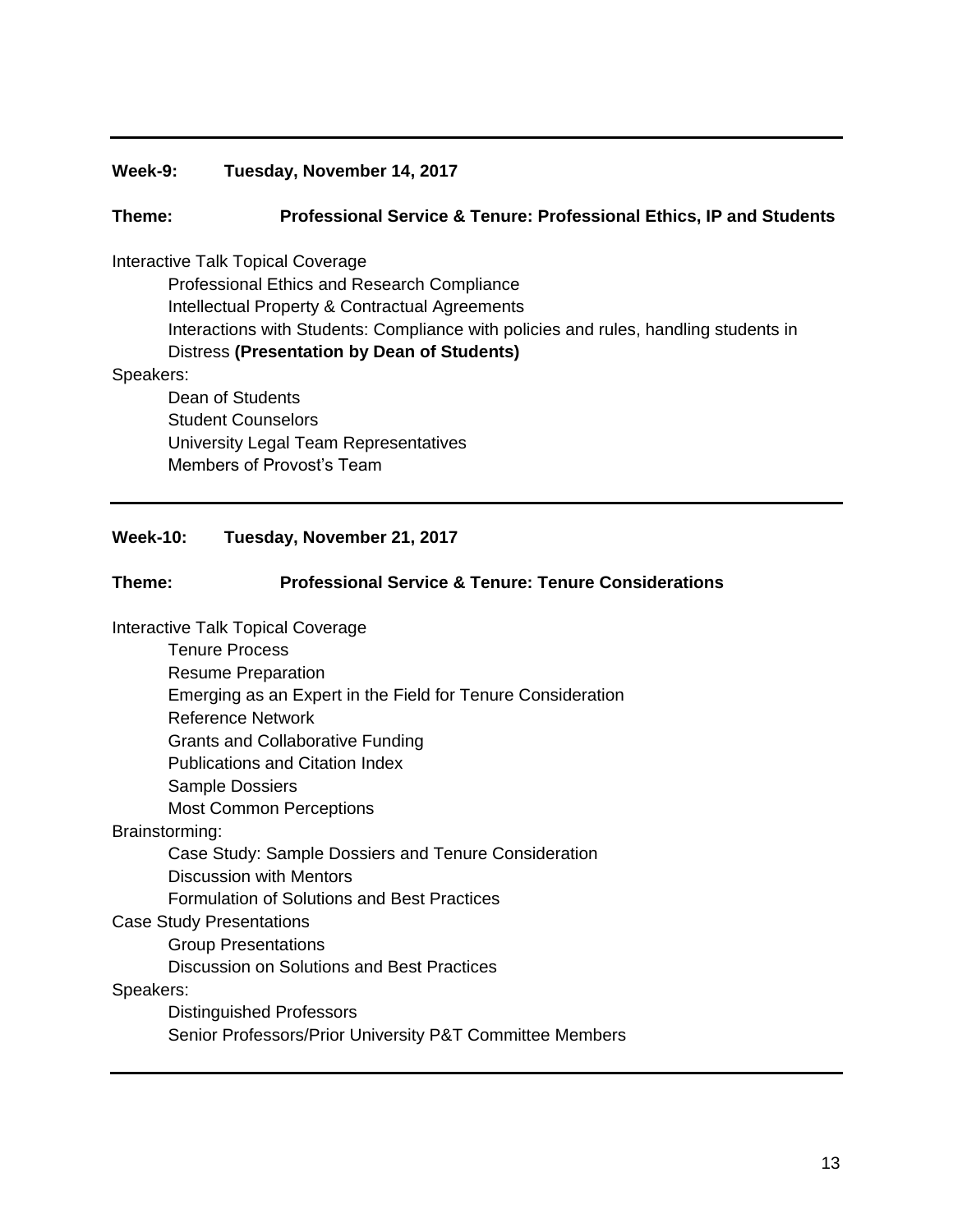---

**Week-9: Tuesday, November 14, 2017**

**Theme: Professional Service & Tenure: Professional Ethics, IP and Students**

Interactive Talk Topical Coverage

- Professional Ethics and Research Compliance
- Intellectual Property & Contractual Agreements
- Interactions with Students: Compliance with policies and rules, handling students in Distress **(Presentation by Dean of Students)**

Speakers:

- Dean of Students
- Student Counselors
- University Legal Team Representatives
- Members of Provost's Team

---

**Week-10: Tuesday, November 21, 2017**

**Theme: Professional Service & Tenure: Tenure Considerations**

Interactive Talk Topical Coverage

- Tenure Process
- Resume Preparation
- Emerging as an Expert in the Field for Tenure Consideration
- Reference Network
- Grants and Collaborative Funding
- Publications and Citation Index
- Sample Dossiers
- Most Common Perceptions

Brainstorming:

- Case Study: Sample Dossiers and Tenure Consideration
- Discussion with Mentors
- Formulation of Solutions and Best Practices

Case Study Presentations

- Group Presentations
- Discussion on Solutions and Best Practices

Speakers:

- Distinguished Professors
- Senior Professors/Prior University P&T Committee Members

---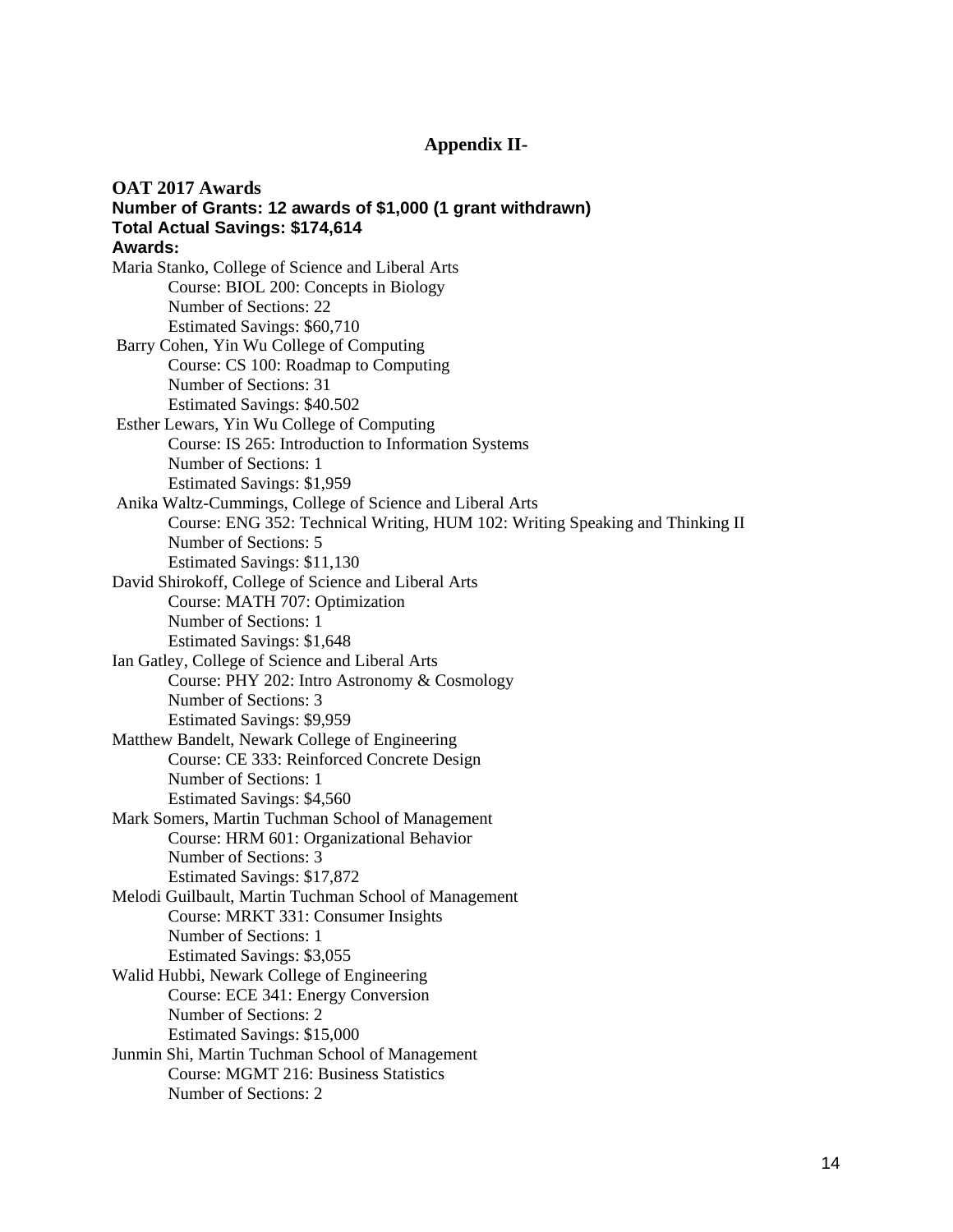## Appendix II-

**OAT 2017 Awards**
**Number of Grants: 12 awards of $1,000 (1 grant withdrawn)**
**Total Actual Savings: $174,614**
**Awards:**

Maria Stanko, College of Science and Liberal Arts
    Course: BIOL 200: Concepts in Biology
    Number of Sections: 22
    Estimated Savings: $60,710

Barry Cohen, Yin Wu College of Computing
    Course: CS 100: Roadmap to Computing
    Number of Sections: 31
    Estimated Savings: $40.502

Esther Lewars, Yin Wu College of Computing
    Course: IS 265: Introduction to Information Systems
    Number of Sections: 1
    Estimated Savings: $1,959

Anika Waltz-Cummings, College of Science and Liberal Arts
    Course: ENG 352: Technical Writing, HUM 102: Writing Speaking and Thinking II
    Number of Sections: 5
    Estimated Savings: $11,130

David Shirokoff, College of Science and Liberal Arts
    Course: MATH 707: Optimization
    Number of Sections: 1
    Estimated Savings: $1,648

Ian Gatley, College of Science and Liberal Arts
    Course: PHY 202: Intro Astronomy & Cosmology
    Number of Sections: 3
    Estimated Savings: $9,959

Matthew Bandelt, Newark College of Engineering
    Course: CE 333: Reinforced Concrete Design
    Number of Sections: 1
    Estimated Savings: $4,560

Mark Somers, Martin Tuchman School of Management
    Course: HRM 601: Organizational Behavior
    Number of Sections: 3
    Estimated Savings: $17,872

Melodi Guilbault, Martin Tuchman School of Management
    Course: MRKT 331: Consumer Insights
    Number of Sections: 1
    Estimated Savings: $3,055

Walid Hubbi, Newark College of Engineering
    Course: ECE 341: Energy Conversion
    Number of Sections: 2
    Estimated Savings: $15,000

Junmin Shi, Martin Tuchman School of Management
    Course: MGMT 216: Business Statistics
    Number of Sections: 2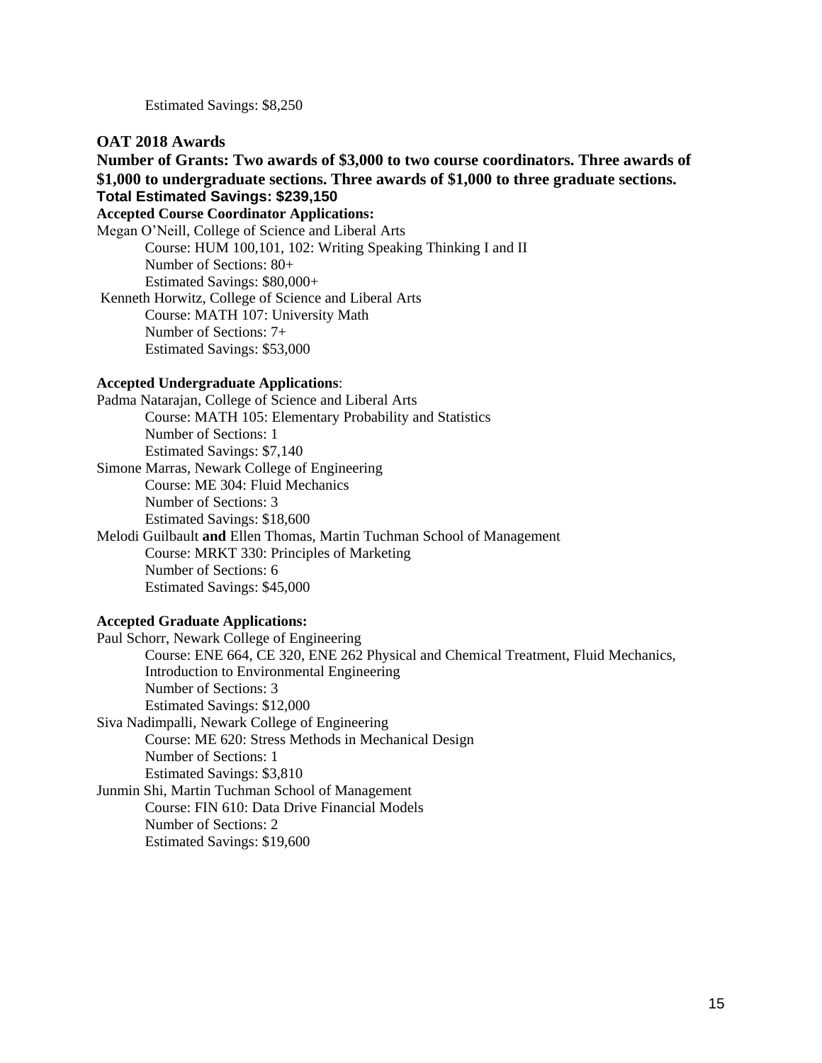Estimated Savings: $8,250

**OAT 2018 Awards**

**Number of Grants: Two awards of $3,000 to two course coordinators. Three awards of $1,000 to undergraduate sections. Three awards of $1,000 to three graduate sections.**

**Total Estimated Savings: $239,150**

**Accepted Course Coordinator Applications:**

Megan O'Neill, College of Science and Liberal Arts
  Course: HUM 100,101, 102: Writing Speaking Thinking I and II
  Number of Sections: 80+
  Estimated Savings: $80,000+

Kenneth Horwitz, College of Science and Liberal Arts
  Course: MATH 107: University Math
  Number of Sections: 7+
  Estimated Savings: $53,000

**Accepted Undergraduate Applications**:

Padma Natarajan, College of Science and Liberal Arts
  Course: MATH 105: Elementary Probability and Statistics
  Number of Sections: 1
  Estimated Savings: $7,140

Simone Marras, Newark College of Engineering
  Course: ME 304: Fluid Mechanics
  Number of Sections: 3
  Estimated Savings: $18,600

Melodi Guilbault **and** Ellen Thomas, Martin Tuchman School of Management
  Course: MRKT 330: Principles of Marketing
  Number of Sections: 6
  Estimated Savings: $45,000

**Accepted Graduate Applications:**

Paul Schorr, Newark College of Engineering
  Course: ENE 664, CE 320, ENE 262 Physical and Chemical Treatment, Fluid Mechanics, Introduction to Environmental Engineering
  Number of Sections: 3
  Estimated Savings: $12,000

Siva Nadimpalli, Newark College of Engineering
  Course: ME 620: Stress Methods in Mechanical Design
  Number of Sections: 1
  Estimated Savings: $3,810

Junmin Shi, Martin Tuchman School of Management
  Course: FIN 610: Data Drive Financial Models
  Number of Sections: 2
  Estimated Savings: $19,600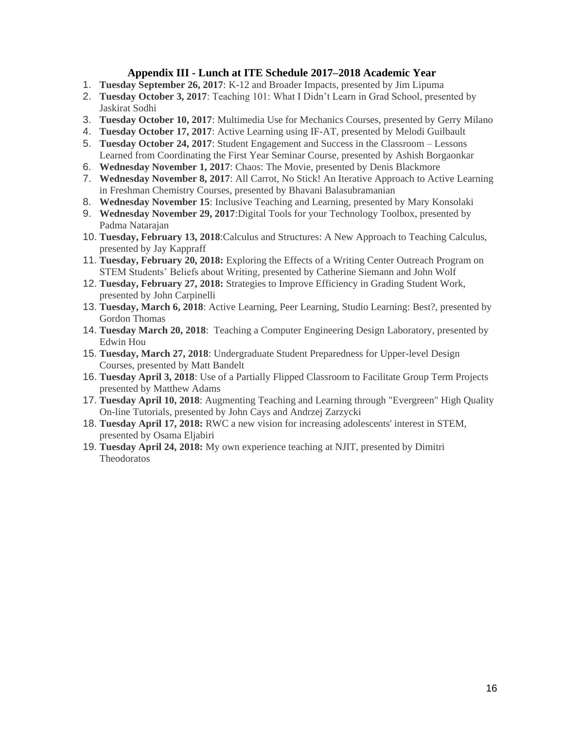## Appendix III - Lunch at ITE Schedule 2017–2018 Academic Year

1. **Tuesday September 26, 2017**: K-12 and Broader Impacts, presented by Jim Lipuma
2. **Tuesday October 3, 2017**: Teaching 101: What I Didn't Learn in Grad School, presented by Jaskirat Sodhi
3. **Tuesday October 10, 2017**: Multimedia Use for Mechanics Courses, presented by Gerry Milano
4. **Tuesday October 17, 2017**: Active Learning using IF-AT, presented by Melodi Guilbault
5. **Tuesday October 24, 2017**: Student Engagement and Success in the Classroom – Lessons Learned from Coordinating the First Year Seminar Course, presented by Ashish Borgaonkar
6. **Wednesday November 1, 2017**: Chaos: The Movie, presented by Denis Blackmore
7. **Wednesday November 8, 2017**: All Carrot, No Stick! An Iterative Approach to Active Learning in Freshman Chemistry Courses, presented by Bhavani Balasubramanian
8. **Wednesday November 15**: Inclusive Teaching and Learning, presented by Mary Konsolaki
9. **Wednesday November 29, 2017**:Digital Tools for your Technology Toolbox, presented by Padma Natarajan
10. **Tuesday, February 13, 2018**:Calculus and Structures: A New Approach to Teaching Calculus, presented by Jay Kappraff
11. **Tuesday, February 20, 2018:** Exploring the Effects of a Writing Center Outreach Program on STEM Students' Beliefs about Writing, presented by Catherine Siemann and John Wolf
12. **Tuesday, February 27, 2018:** Strategies to Improve Efficiency in Grading Student Work, presented by John Carpinelli
13. **Tuesday, March 6, 2018**: Active Learning, Peer Learning, Studio Learning: Best?, presented by Gordon Thomas
14. **Tuesday March 20, 2018**: Teaching a Computer Engineering Design Laboratory, presented by Edwin Hou
15. **Tuesday, March 27, 2018**: Undergraduate Student Preparedness for Upper-level Design Courses, presented by Matt Bandelt
16. **Tuesday April 3, 2018**: Use of a Partially Flipped Classroom to Facilitate Group Term Projects presented by Matthew Adams
17. **Tuesday April 10, 2018**: Augmenting Teaching and Learning through "Evergreen" High Quality On-line Tutorials, presented by John Cays and Andrzej Zarzycki
18. **Tuesday April 17, 2018:** RWC a new vision for increasing adolescents' interest in STEM, presented by Osama Eljabiri
19. **Tuesday April 24, 2018:** My own experience teaching at NJIT, presented by Dimitri Theodoratos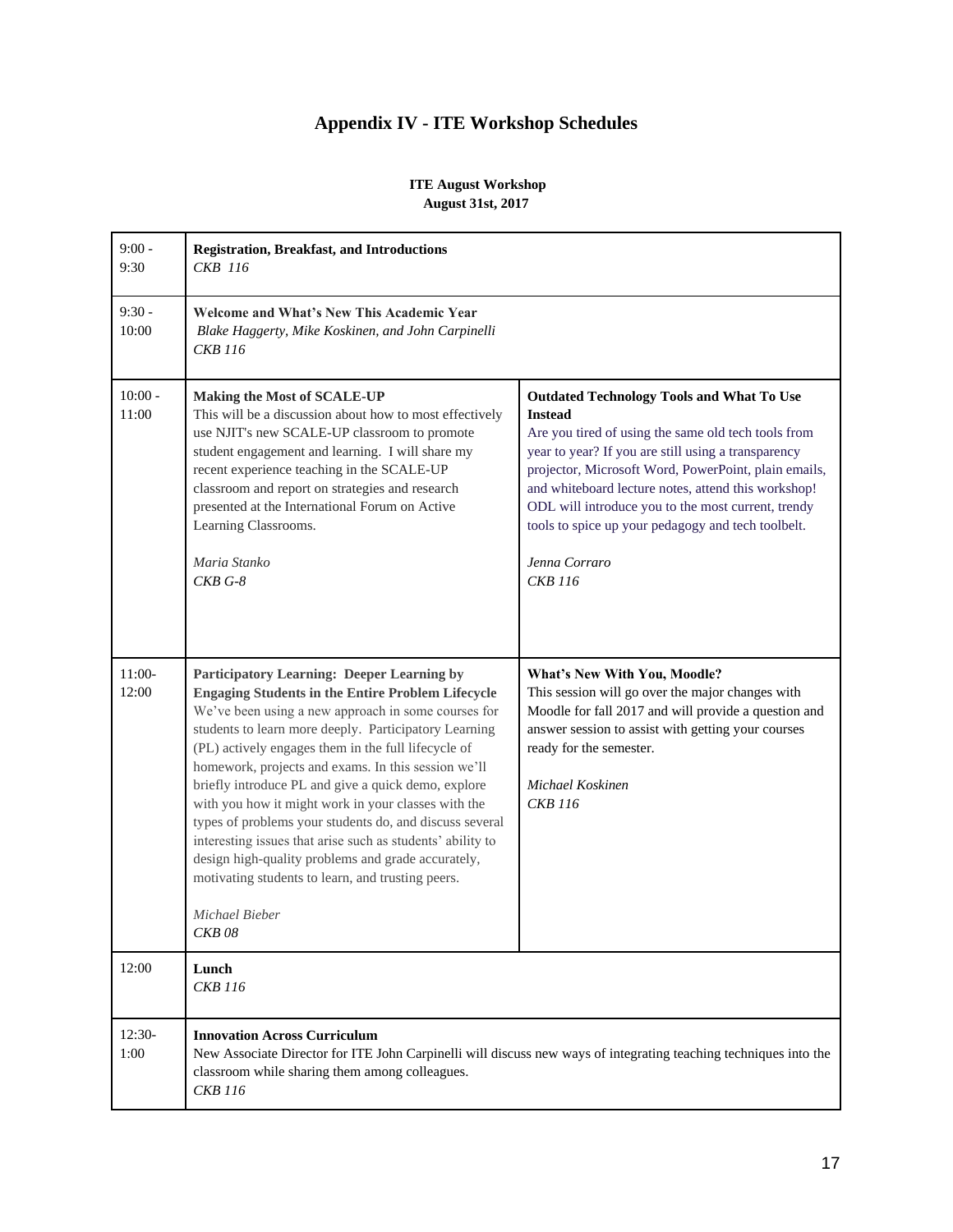# Appendix IV - ITE Workshop Schedules

**ITE August Workshop**
**August 31st, 2017**

| Time | Session | |
|---|---|---|
| 9:00 - 9:30 | **Registration, Breakfast, and Introductions**<br>*CKB 116* | |
| 9:30 - 10:00 | **Welcome and What's New This Academic Year**<br>*Blake Haggerty, Mike Koskinen, and John Carpinelli*<br>*CKB 116* | |
| 10:00 - 11:00 | **Making the Most of SCALE-UP**<br>This will be a discussion about how to most effectively use NJIT's new SCALE-UP classroom to promote student engagement and learning. I will share my recent experience teaching in the SCALE-UP classroom and report on strategies and research presented at the International Forum on Active Learning Classrooms.<br><br>*Maria Stanko*<br>*CKB G-8* | **Outdated Technology Tools and What To Use Instead**<br>Are you tired of using the same old tech tools from year to year? If you are still using a transparency projector, Microsoft Word, PowerPoint, plain emails, and whiteboard lecture notes, attend this workshop! ODL will introduce you to the most current, trendy tools to spice up your pedagogy and tech toolbelt.<br><br>*Jenna Corraro*<br>*CKB 116* |
| 11:00-12:00 | **Participatory Learning: Deeper Learning by Engaging Students in the Entire Problem Lifecycle**<br>We've been using a new approach in some courses for students to learn more deeply. Participatory Learning (PL) actively engages them in the full lifecycle of homework, projects and exams. In this session we'll briefly introduce PL and give a quick demo, explore with you how it might work in your classes with the types of problems your students do, and discuss several interesting issues that arise such as students' ability to design high-quality problems and grade accurately, motivating students to learn, and trusting peers.<br><br>*Michael Bieber*<br>*CKB 08* | **What's New With You, Moodle?**<br>This session will go over the major changes with Moodle for fall 2017 and will provide a question and answer session to assist with getting your courses ready for the semester.<br><br>*Michael Koskinen*<br>*CKB 116* |
| 12:00 | **Lunch**<br>*CKB 116* | |
| 12:30-1:00 | **Innovation Across Curriculum**<br>New Associate Director for ITE John Carpinelli will discuss new ways of integrating teaching techniques into the classroom while sharing them among colleagues.<br>*CKB 116* | |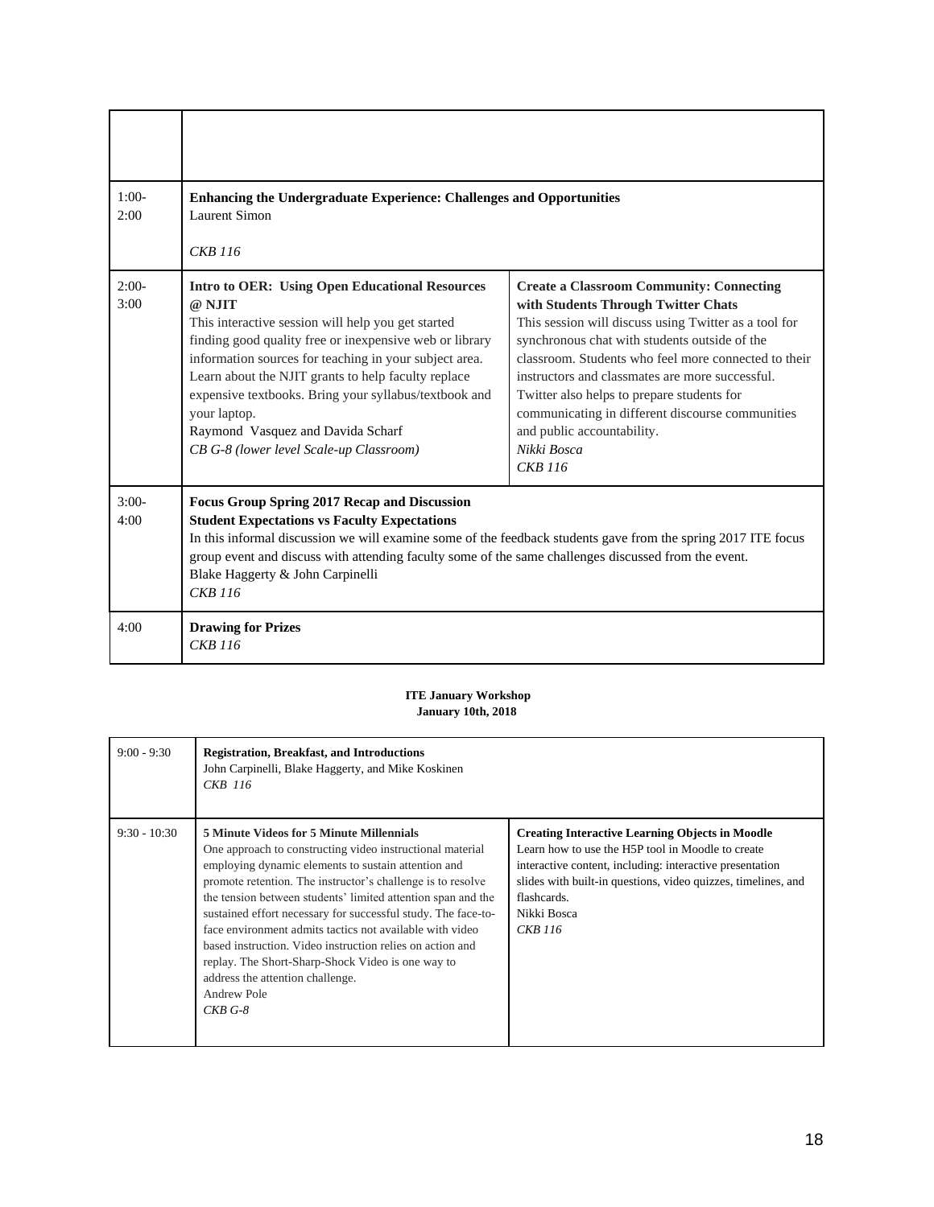| | | |
|---|---|---|
| | | |
| 1:00-2:00 | **Enhancing the Undergraduate Experience: Challenges and Opportunities**<br>Laurent Simon<br><br>*CKB 116* | |
| 2:00-3:00 | **Intro to OER: Using Open Educational Resources @ NJIT**<br>This interactive session will help you get started finding good quality free or inexpensive web or library information sources for teaching in your subject area. Learn about the NJIT grants to help faculty replace expensive textbooks. Bring your syllabus/textbook and your laptop.<br>Raymond Vasquez and Davida Scharf<br>*CB G-8 (lower level Scale-up Classroom)* | **Create a Classroom Community: Connecting with Students Through Twitter Chats**<br>This session will discuss using Twitter as a tool for synchronous chat with students outside of the classroom. Students who feel more connected to their instructors and classmates are more successful. Twitter also helps to prepare students for communicating in different discourse communities and public accountability.<br>*Nikki Bosca*<br>*CKB 116* |
| 3:00-4:00 | **Focus Group Spring 2017 Recap and Discussion**<br>**Student Expectations vs Faculty Expectations**<br>In this informal discussion we will examine some of the feedback students gave from the spring 2017 ITE focus group event and discuss with attending faculty some of the same challenges discussed from the event.<br>Blake Haggerty & John Carpinelli<br>*CKB 116* | |
| 4:00 | **Drawing for Prizes**<br>*CKB 116* | |

**ITE January Workshop**
**January 10th, 2018**

| | | |
|---|---|---|
| 9:00 - 9:30 | **Registration, Breakfast, and Introductions**<br>John Carpinelli, Blake Haggerty, and Mike Koskinen<br>*CKB 116* | |
| 9:30 - 10:30 | **5 Minute Videos for 5 Minute Millennials**<br>One approach to constructing video instructional material employing dynamic elements to sustain attention and promote retention. The instructor's challenge is to resolve the tension between students' limited attention span and the sustained effort necessary for successful study. The face-to-face environment admits tactics not available with video based instruction. Video instruction relies on action and replay. The Short-Sharp-Shock Video is one way to address the attention challenge.<br>Andrew Pole<br>*CKB G-8* | **Creating Interactive Learning Objects in Moodle**<br>Learn how to use the H5P tool in Moodle to create interactive content, including: interactive presentation slides with built-in questions, video quizzes, timelines, and flashcards.<br>Nikki Bosca<br>*CKB 116* |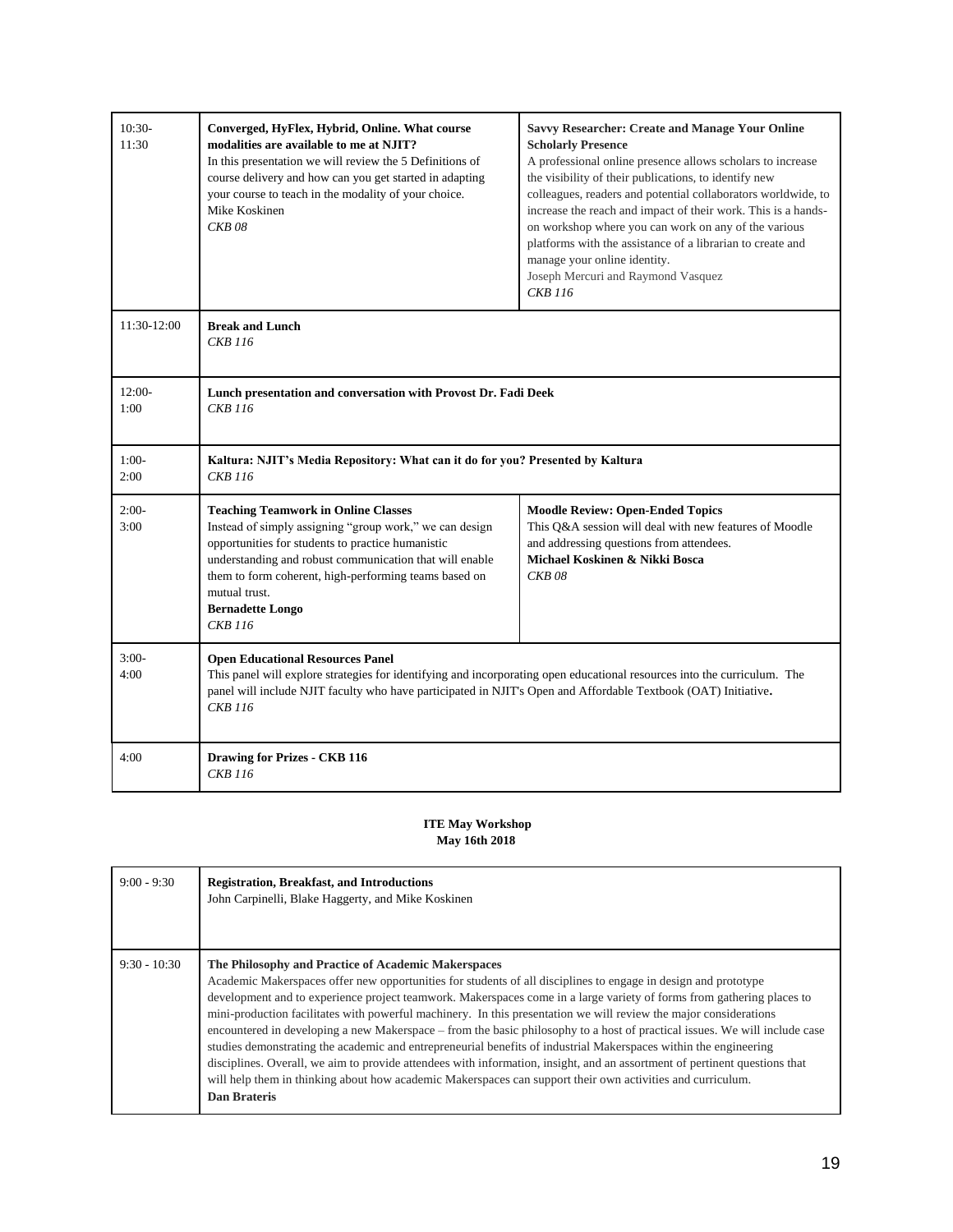| | | |
|---|---|---|
| 10:30-11:30 | **Converged, HyFlex, Hybrid, Online. What course modalities are available to me at NJIT?**<br>In this presentation we will review the 5 Definitions of course delivery and how can you get started in adapting your course to teach in the modality of your choice.<br>Mike Koskinen<br>*CKB 08* | **Savvy Researcher: Create and Manage Your Online Scholarly Presence**<br>A professional online presence allows scholars to increase the visibility of their publications, to identify new colleagues, readers and potential collaborators worldwide, to increase the reach and impact of their work. This is a hands-on workshop where you can work on any of the various platforms with the assistance of a librarian to create and manage your online identity.<br>Joseph Mercuri and Raymond Vasquez<br>*CKB 116* |
| 11:30-12:00 | **Break and Lunch**<br>*CKB 116* | |
| 12:00-1:00 | **Lunch presentation and conversation with Provost Dr. Fadi Deek**<br>*CKB 116* | |
| 1:00-2:00 | **Kaltura: NJIT's Media Repository: What can it do for you? Presented by Kaltura**<br>*CKB 116* | |
| 2:00-3:00 | **Teaching Teamwork in Online Classes**<br>Instead of simply assigning "group work," we can design opportunities for students to practice humanistic understanding and robust communication that will enable them to form coherent, high-performing teams based on mutual trust.<br>**Bernadette Longo**<br>*CKB 116* | **Moodle Review: Open-Ended Topics**<br>This Q&A session will deal with new features of Moodle and addressing questions from attendees.<br>**Michael Koskinen & Nikki Bosca**<br>*CKB 08* |
| 3:00-4:00 | **Open Educational Resources Panel**<br>This panel will explore strategies for identifying and incorporating open educational resources into the curriculum. The panel will include NJIT faculty who have participated in NJIT's Open and Affordable Textbook (OAT) Initiative**.**<br>*CKB 116* | |
| 4:00 | **Drawing for Prizes - CKB 116**<br>*CKB 116* | |

**ITE May Workshop**
**May 16th 2018**

| | |
|---|---|
| 9:00 - 9:30 | **Registration, Breakfast, and Introductions**<br>John Carpinelli, Blake Haggerty, and Mike Koskinen |
| 9:30 - 10:30 | **The Philosophy and Practice of Academic Makerspaces**<br>Academic Makerspaces offer new opportunities for students of all disciplines to engage in design and prototype development and to experience project teamwork. Makerspaces come in a large variety of forms from gathering places to mini-production facilitates with powerful machinery. In this presentation we will review the major considerations encountered in developing a new Makerspace – from the basic philosophy to a host of practical issues. We will include case studies demonstrating the academic and entrepreneurial benefits of industrial Makerspaces within the engineering disciplines. Overall, we aim to provide attendees with information, insight, and an assortment of pertinent questions that will help them in thinking about how academic Makerspaces can support their own activities and curriculum.<br>**Dan Brateris** |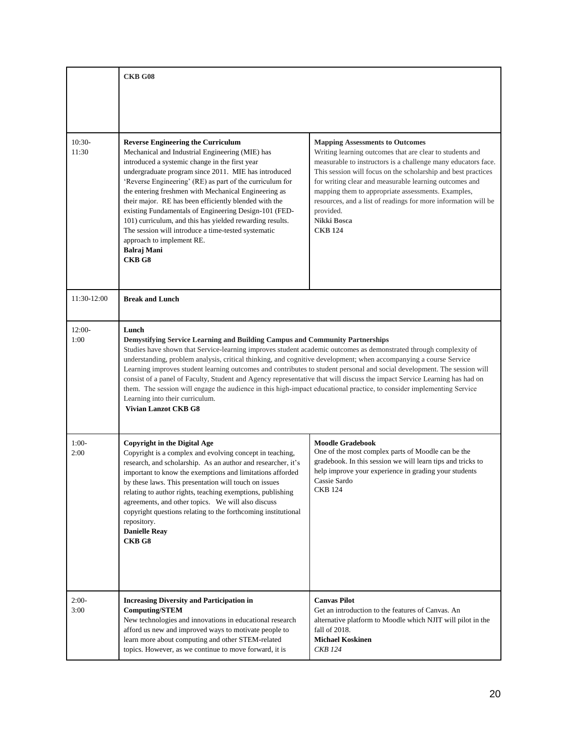| | | |
|---|---|---|
| | **CKB G08** | |
| 10:30-11:30 | **Reverse Engineering the Curriculum**<br>Mechanical and Industrial Engineering (MIE) has introduced a systemic change in the first year undergraduate program since 2011. MIE has introduced 'Reverse Engineering' (RE) as part of the curriculum for the entering freshmen with Mechanical Engineering as their major. RE has been efficiently blended with the existing Fundamentals of Engineering Design-101 (FED-101) curriculum, and this has yielded rewarding results. The session will introduce a time-tested systematic approach to implement RE.<br>**Balraj Mani**<br>**CKB G8** | **Mapping Assessments to Outcomes**<br>Writing learning outcomes that are clear to students and measurable to instructors is a challenge many educators face. This session will focus on the scholarship and best practices for writing clear and measurable learning outcomes and mapping them to appropriate assessments. Examples, resources, and a list of readings for more information will be provided.<br>**Nikki Bosca**<br>**CKB 124** |
| 11:30-12:00 | **Break and Lunch** | |
| 12:00-1:00 | **Lunch**<br>**Demystifying Service Learning and Building Campus and Community Partnerships**<br>Studies have shown that Service-learning improves student academic outcomes as demonstrated through complexity of understanding, problem analysis, critical thinking, and cognitive development; when accompanying a course Service Learning improves student learning outcomes and contributes to student personal and social development. The session will consist of a panel of Faculty, Student and Agency representative that will discuss the impact Service Learning has had on them. The session will engage the audience in this high-impact educational practice, to consider implementing Service Learning into their curriculum.<br>**Vivian Lanzot CKB G8** | |
| 1:00-2:00 | **Copyright in the Digital Age**<br>Copyright is a complex and evolving concept in teaching, research, and scholarship. As an author and researcher, it's important to know the exemptions and limitations afforded by these laws. This presentation will touch on issues relating to author rights, teaching exemptions, publishing agreements, and other topics. We will also discuss copyright questions relating to the forthcoming institutional repository.<br>**Danielle Reay**<br>**CKB G8** | **Moodle Gradebook**<br>One of the most complex parts of Moodle can be the gradebook. In this session we will learn tips and tricks to help improve your experience in grading your students<br>Cassie Sardo<br>CKB 124 |
| 2:00-3:00 | **Increasing Diversity and Participation in Computing/STEM**<br>New technologies and innovations in educational research afford us new and improved ways to motivate people to learn more about computing and other STEM-related topics. However, as we continue to move forward, it is | **Canvas Pilot**<br>Get an introduction to the features of Canvas. An alternative platform to Moodle which NJIT will pilot in the fall of 2018.<br>**Michael Koskinen**<br>*CKB 124* |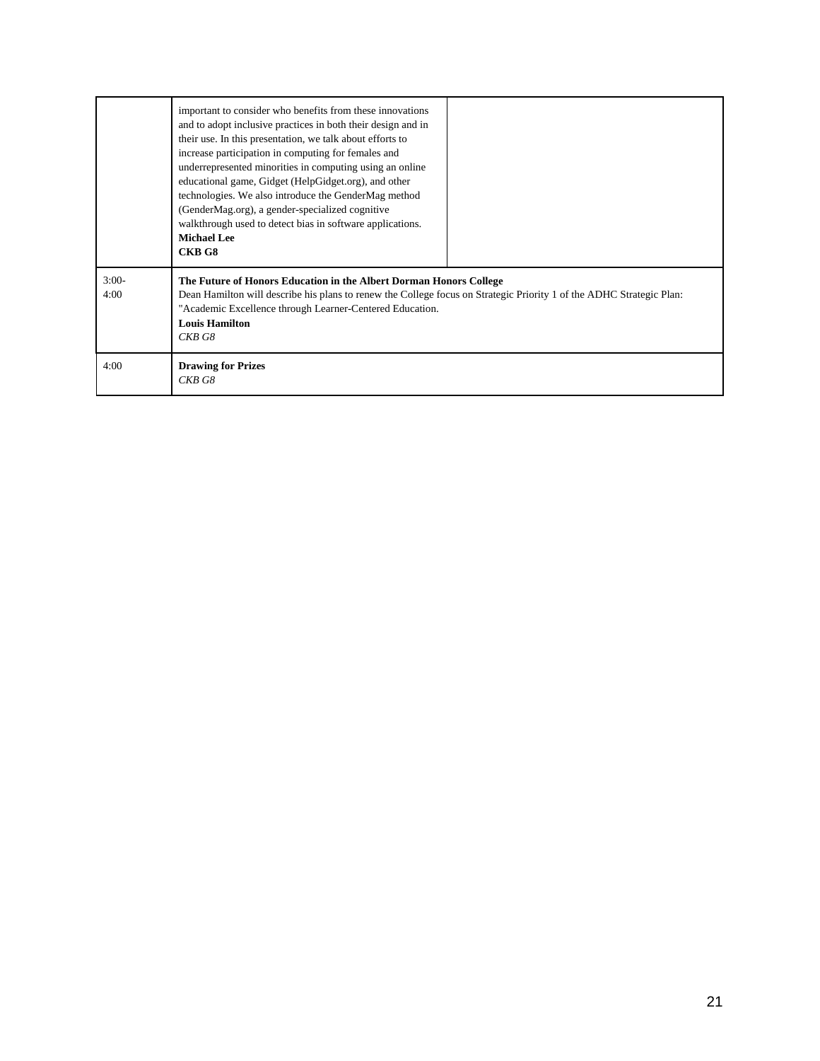| | | |
|---|---|---|
| | important to consider who benefits from these innovations and to adopt inclusive practices in both their design and in their use. In this presentation, we talk about efforts to increase participation in computing for females and underrepresented minorities in computing using an online educational game, Gidget (HelpGidget.org), and other technologies. We also introduce the GenderMag method (GenderMag.org), a gender-specialized cognitive walkthrough used to detect bias in software applications.<br>**Michael Lee**<br>**CKB G8** | |
| 3:00-4:00 | **The Future of Honors Education in the Albert Dorman Honors College**<br>Dean Hamilton will describe his plans to renew the College focus on Strategic Priority 1 of the ADHC Strategic Plan: "Academic Excellence through Learner-Centered Education.<br>**Louis Hamilton**<br>*CKB G8* | |
| 4:00 | **Drawing for Prizes**<br>*CKB G8* | |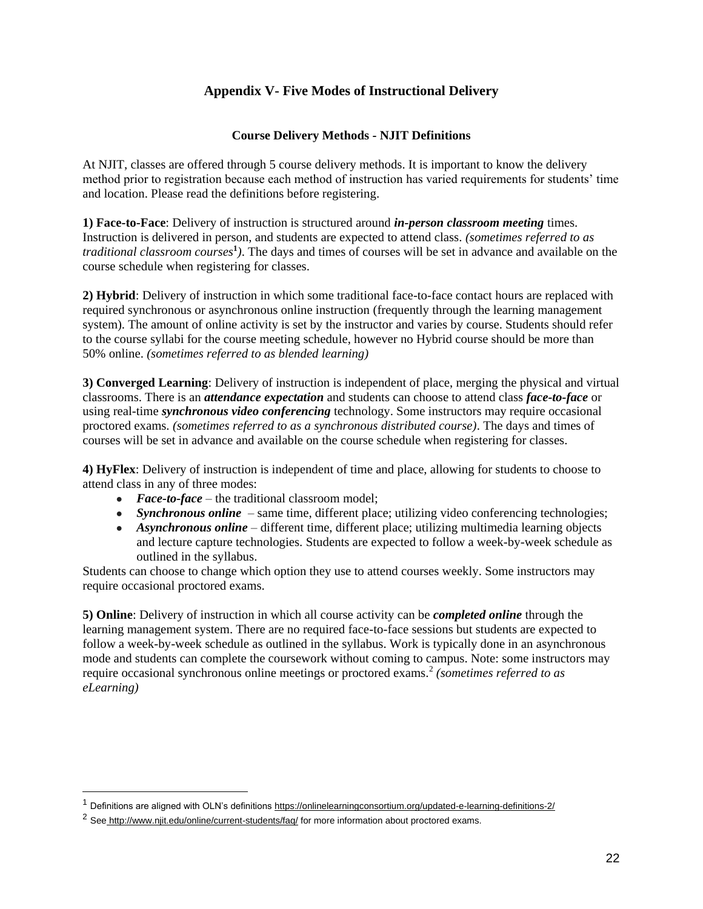## Appendix V- Five Modes of Instructional Delivery

### Course Delivery Methods - NJIT Definitions

At NJIT, classes are offered through 5 course delivery methods. It is important to know the delivery method prior to registration because each method of instruction has varied requirements for students' time and location. Please read the definitions before registering.

**1) Face-to-Face**: Delivery of instruction is structured around ***in-person classroom meeting*** times. Instruction is delivered in person, and students are expected to attend class. *(sometimes referred to as traditional classroom courses*[1]*)*. The days and times of courses will be set in advance and available on the course schedule when registering for classes.

**2) Hybrid**: Delivery of instruction in which some traditional face-to-face contact hours are replaced with required synchronous or asynchronous online instruction (frequently through the learning management system). The amount of online activity is set by the instructor and varies by course. Students should refer to the course syllabi for the course meeting schedule, however no Hybrid course should be more than 50% online. *(sometimes referred to as blended learning)*

**3) Converged Learning**: Delivery of instruction is independent of place, merging the physical and virtual classrooms. There is an ***attendance expectation*** and students can choose to attend class ***face-to-face*** or using real-time ***synchronous video conferencing*** technology. Some instructors may require occasional proctored exams. *(sometimes referred to as a synchronous distributed course)*. The days and times of courses will be set in advance and available on the course schedule when registering for classes.

**4) HyFlex**: Delivery of instruction is independent of time and place, allowing for students to choose to attend class in any of three modes:

- ***Face-to-face*** – the traditional classroom model;
- ***Synchronous online*** – same time, different place; utilizing video conferencing technologies;
- ***Asynchronous online*** – different time, different place; utilizing multimedia learning objects and lecture capture technologies. Students are expected to follow a week-by-week schedule as outlined in the syllabus.

Students can choose to change which option they use to attend courses weekly. Some instructors may require occasional proctored exams.

**5) Online**: Delivery of instruction in which all course activity can be ***completed online*** through the learning management system. There are no required face-to-face sessions but students are expected to follow a week-by-week schedule as outlined in the syllabus. Work is typically done in an asynchronous mode and students can complete the coursework without coming to campus. Note: some instructors may require occasional synchronous online meetings or proctored exams.[2] *(sometimes referred to as eLearning)*

---

[1] Definitions are aligned with OLN's definitions https://onlinelearningconsortium.org/updated-e-learning-definitions-2/

[2] See http://www.njit.edu/online/current-students/faq/ for more information about proctored exams.